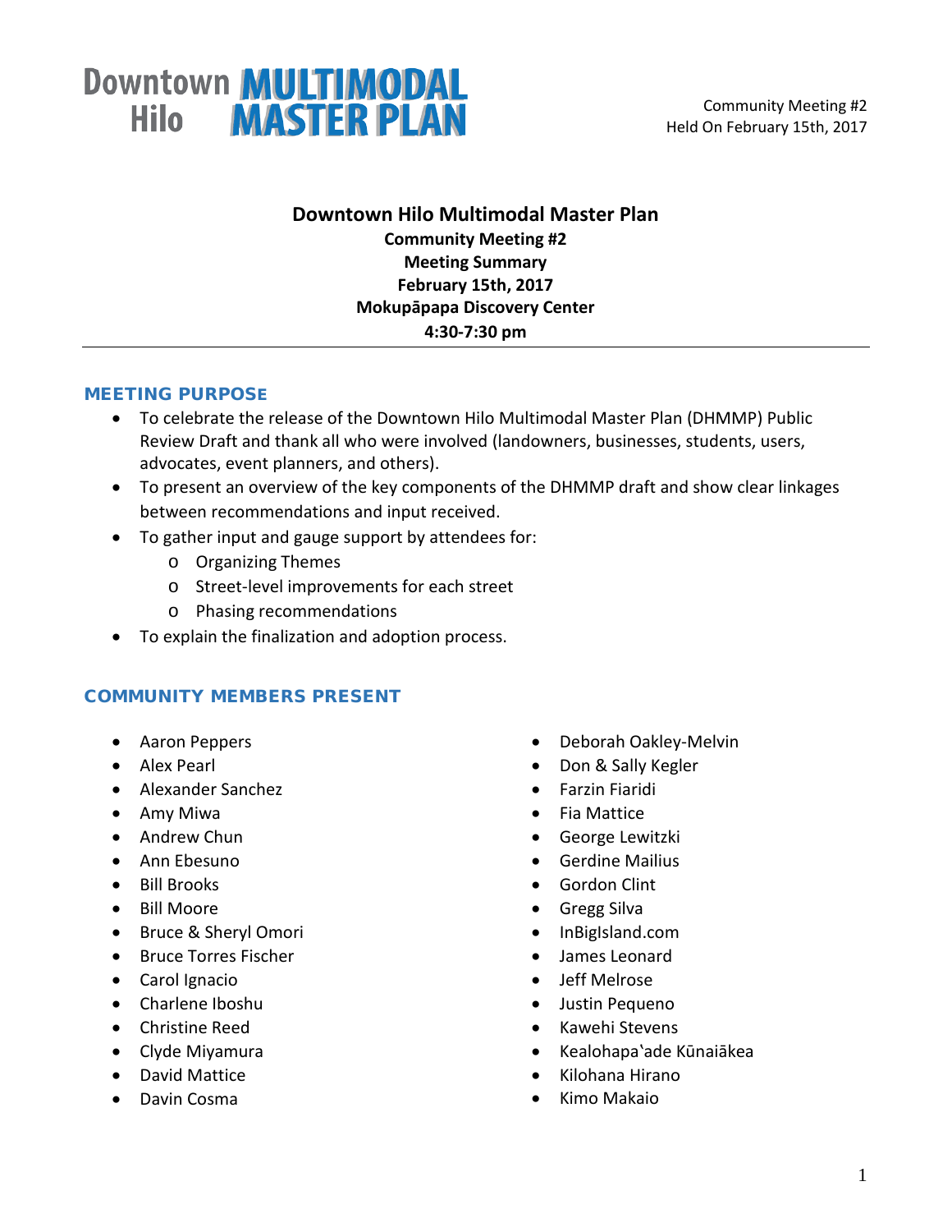# Downtown Hilo Multimodal Master Plan

**Community Meeting #2**
**Meeting Summary**
**February 15th, 2017**
**Mokupāpapa Discovery Center**
**4:30-7:30 pm**

## MEETING PURPOSE

- To celebrate the release of the Downtown Hilo Multimodal Master Plan (DHMMP) Public Review Draft and thank all who were involved (landowners, businesses, students, users, advocates, event planners, and others).
- To present an overview of the key components of the DHMMP draft and show clear linkages between recommendations and input received.
- To gather input and gauge support by attendees for:
  - Organizing Themes
  - Street-level improvements for each street
  - Phasing recommendations
- To explain the finalization and adoption process.

## COMMUNITY MEMBERS PRESENT

- Aaron Peppers
- Alex Pearl
- Alexander Sanchez
- Amy Miwa
- Andrew Chun
- Ann Ebesuno
- Bill Brooks
- Bill Moore
- Bruce & Sheryl Omori
- Bruce Torres Fischer
- Carol Ignacio
- Charlene Iboshu
- Christine Reed
- Clyde Miyamura
- David Mattice
- Davin Cosma
- Deborah Oakley-Melvin
- Don & Sally Kegler
- Farzin Fiaridi
- Fia Mattice
- George Lewitzki
- Gerdine Mailius
- Gordon Clint
- Gregg Silva
- InBigIsland.com
- James Leonard
- Jeff Melrose
- Justin Pequeno
- Kawehi Stevens
- Kealohapa'ade Kūnaiākea
- Kilohana Hirano
- Kimo Makaio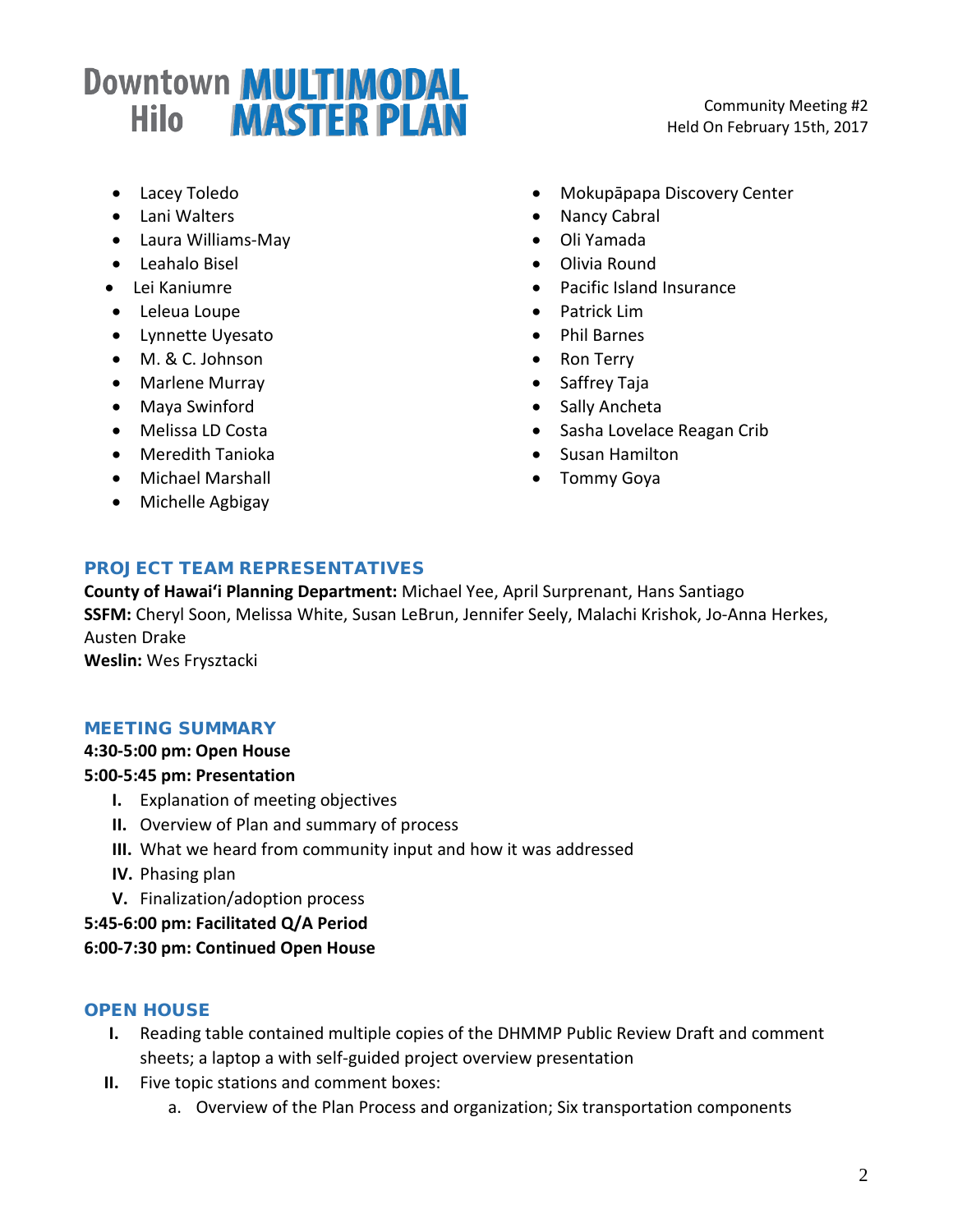- Lacey Toledo
- Lani Walters
- Laura Williams-May
- Leahalo Bisel
- Lei Kaniumre
- Leleua Loupe
- Lynnette Uyesato
- M. & C. Johnson
- Marlene Murray
- Maya Swinford
- Melissa LD Costa
- Meredith Tanioka
- Michael Marshall
- Michelle Agbigay
- Mokupāpapa Discovery Center
- Nancy Cabral
- Oli Yamada
- Olivia Round
- Pacific Island Insurance
- Patrick Lim
- Phil Barnes
- Ron Terry
- Saffrey Taja
- Sally Ancheta
- Sasha Lovelace Reagan Crib
- Susan Hamilton
- Tommy Goya

## PROJECT TEAM REPRESENTATIVES

**County of Hawaiʻi Planning Department:** Michael Yee, April Surprenant, Hans Santiago
**SSFM:** Cheryl Soon, Melissa White, Susan LeBrun, Jennifer Seely, Malachi Krishok, Jo-Anna Herkes, Austen Drake
**Weslin:** Wes Frysztacki

## MEETING SUMMARY

**4:30-5:00 pm: Open House**
**5:00-5:45 pm: Presentation**

I. Explanation of meeting objectives
II. Overview of Plan and summary of process
III. What we heard from community input and how it was addressed
IV. Phasing plan
V. Finalization/adoption process

**5:45-6:00 pm: Facilitated Q/A Period**
**6:00-7:30 pm: Continued Open House**

## OPEN HOUSE

I. Reading table contained multiple copies of the DHMMP Public Review Draft and comment sheets; a laptop a with self-guided project overview presentation
II. Five topic stations and comment boxes:
    a. Overview of the Plan Process and organization; Six transportation components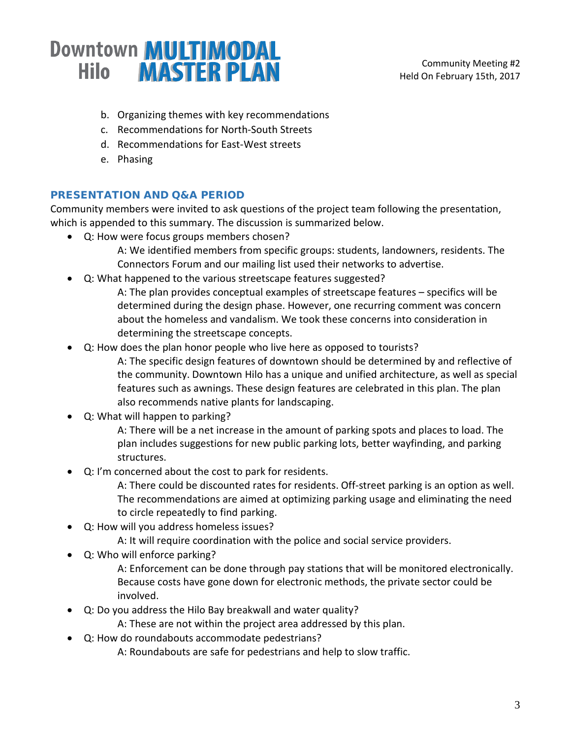b. Organizing themes with key recommendations
c. Recommendations for North-South Streets
d. Recommendations for East-West streets
e. Phasing

## PRESENTATION AND Q&A PERIOD

Community members were invited to ask questions of the project team following the presentation, which is appended to this summary. The discussion is summarized below.

- Q: How were focus groups members chosen?
  
  A: We identified members from specific groups: students, landowners, residents. The Connectors Forum and our mailing list used their networks to advertise.
- Q: What happened to the various streetscape features suggested?
  
  A: The plan provides conceptual examples of streetscape features – specifics will be determined during the design phase. However, one recurring comment was concern about the homeless and vandalism. We took these concerns into consideration in determining the streetscape concepts.
- Q: How does the plan honor people who live here as opposed to tourists?
  
  A: The specific design features of downtown should be determined by and reflective of the community. Downtown Hilo has a unique and unified architecture, as well as special features such as awnings. These design features are celebrated in this plan. The plan also recommends native plants for landscaping.
- Q: What will happen to parking?
  
  A: There will be a net increase in the amount of parking spots and places to load. The plan includes suggestions for new public parking lots, better wayfinding, and parking structures.
- Q: I'm concerned about the cost to park for residents.
  
  A: There could be discounted rates for residents. Off-street parking is an option as well. The recommendations are aimed at optimizing parking usage and eliminating the need to circle repeatedly to find parking.
- Q: How will you address homeless issues?
  
  A: It will require coordination with the police and social service providers.
- Q: Who will enforce parking?
  
  A: Enforcement can be done through pay stations that will be monitored electronically. Because costs have gone down for electronic methods, the private sector could be involved.
- Q: Do you address the Hilo Bay breakwall and water quality?
  
  A: These are not within the project area addressed by this plan.
- Q: How do roundabouts accommodate pedestrians?
  
  A: Roundabouts are safe for pedestrians and help to slow traffic.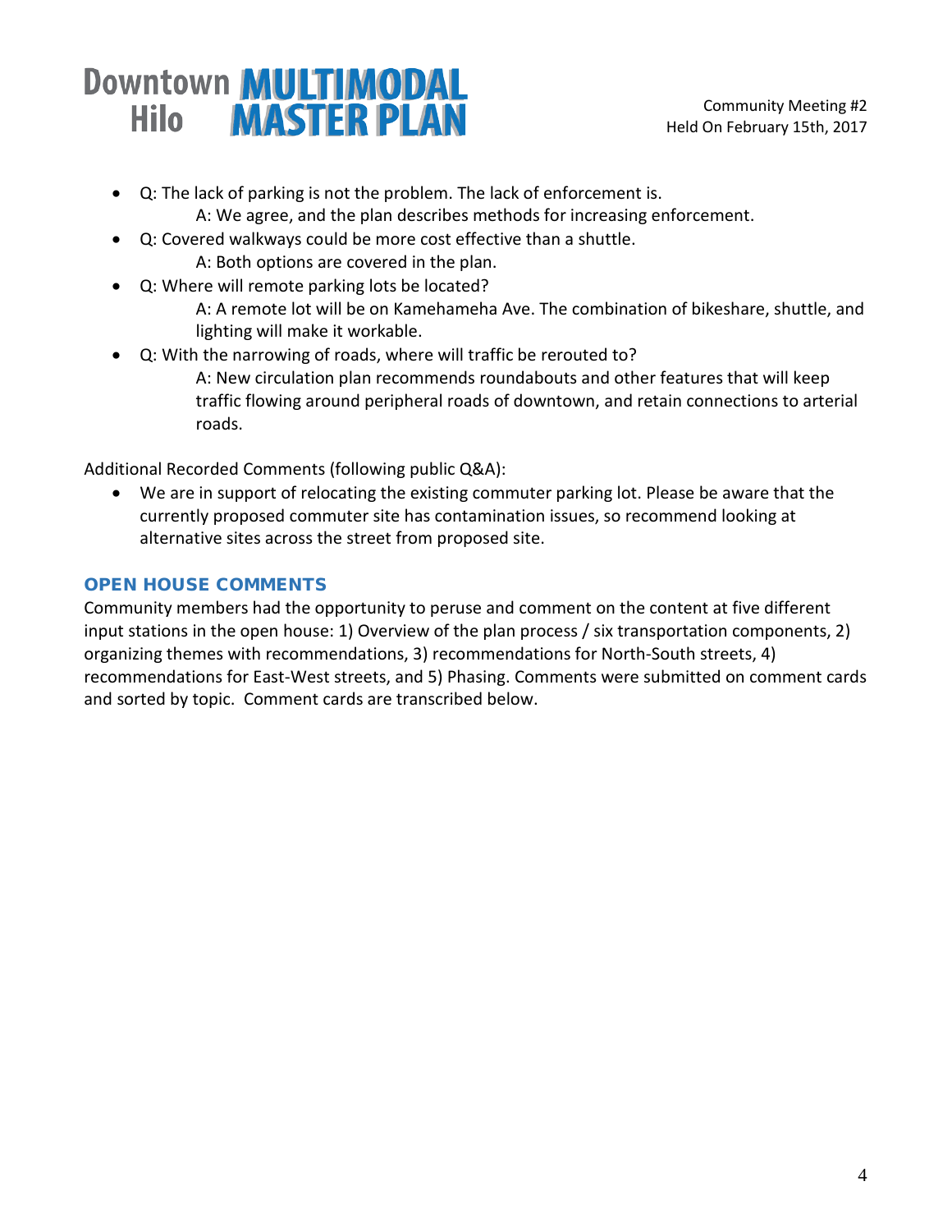- Q: The lack of parking is not the problem. The lack of enforcement is.
  - A: We agree, and the plan describes methods for increasing enforcement.
- Q: Covered walkways could be more cost effective than a shuttle.
  - A: Both options are covered in the plan.
- Q: Where will remote parking lots be located?
  - A: A remote lot will be on Kamehameha Ave. The combination of bikeshare, shuttle, and lighting will make it workable.
- Q: With the narrowing of roads, where will traffic be rerouted to?
  - A: New circulation plan recommends roundabouts and other features that will keep traffic flowing around peripheral roads of downtown, and retain connections to arterial roads.

Additional Recorded Comments (following public Q&A):

- We are in support of relocating the existing commuter parking lot. Please be aware that the currently proposed commuter site has contamination issues, so recommend looking at alternative sites across the street from proposed site.

## OPEN HOUSE COMMENTS

Community members had the opportunity to peruse and comment on the content at five different input stations in the open house: 1) Overview of the plan process / six transportation components, 2) organizing themes with recommendations, 3) recommendations for North-South streets, 4) recommendations for East-West streets, and 5) Phasing. Comments were submitted on comment cards and sorted by topic. Comment cards are transcribed below.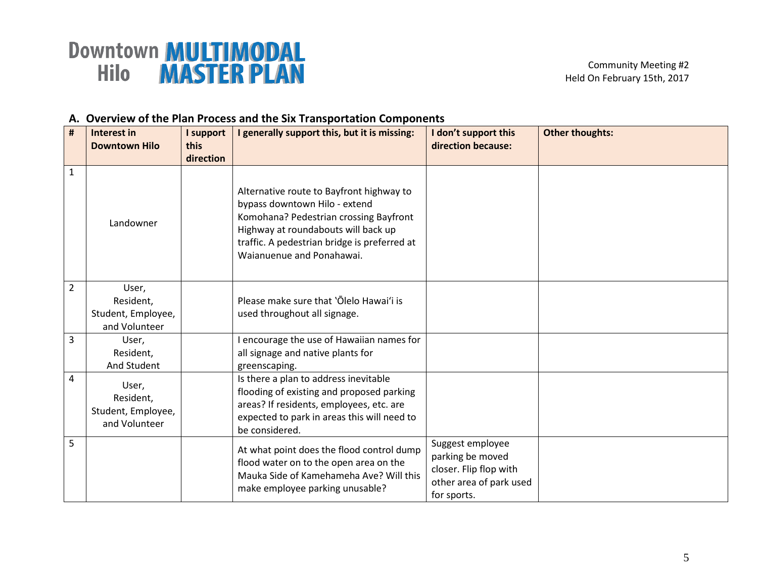# Downtown Hilo MULTIMODAL MASTER PLAN

Community Meeting #2
Held On February 15th, 2017

## A. Overview of the Plan Process and the Six Transportation Components

| # | Interest in Downtown Hilo | I support this direction | I generally support this, but it is missing: | I don't support this direction because: | Other thoughts: |
|---|---|---|---|---|---|
| 1 | Landowner | | Alternative route to Bayfront highway to bypass downtown Hilo - extend Komohana? Pedestrian crossing Bayfront Highway at roundabouts will back up traffic. A pedestrian bridge is preferred at Waianuenue and Ponahawai. | | |
| 2 | User, Resident, Student, Employee, and Volunteer | | Please make sure that ʻŌlelo Hawaiʻi is used throughout all signage. | | |
| 3 | User, Resident, And Student | | I encourage the use of Hawaiian names for all signage and native plants for greenscaping. | | |
| 4 | User, Resident, Student, Employee, and Volunteer | | Is there a plan to address inevitable flooding of existing and proposed parking areas? If residents, employees, etc. are expected to park in areas this will need to be considered. | | |
| 5 | | | At what point does the flood control dump flood water on to the open area on the Mauka Side of Kamehameha Ave? Will this make employee parking unusable? | Suggest employee parking be moved closer. Flip flop with other area of park used for sports. | |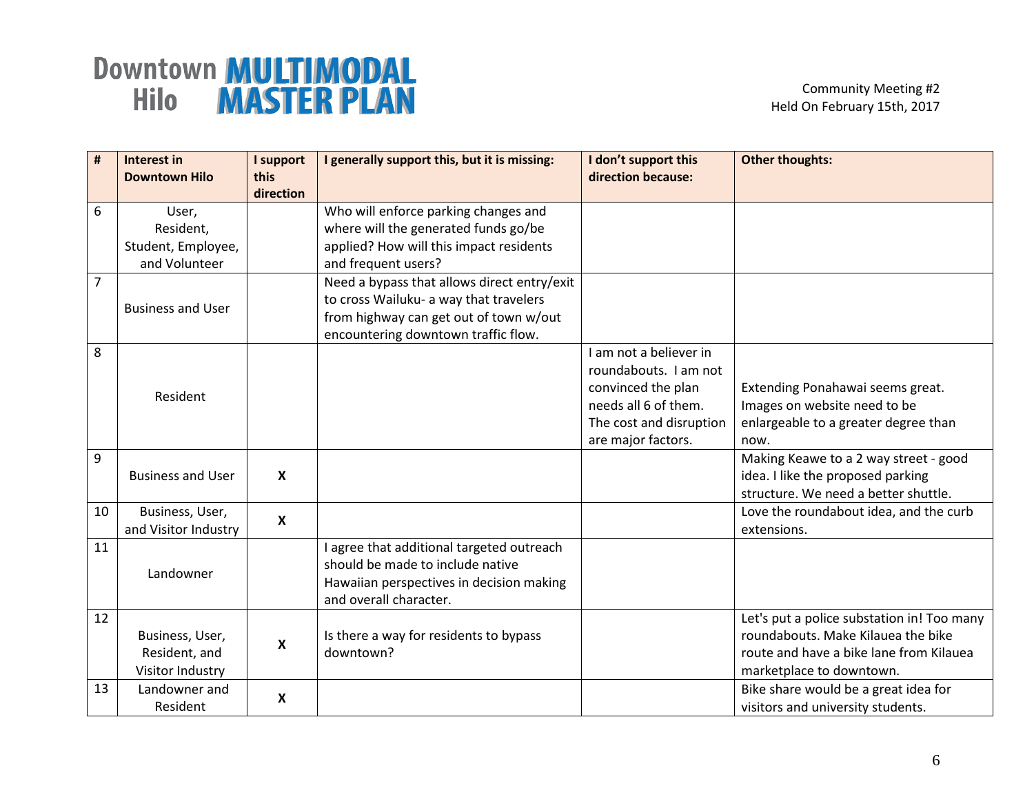| # | Interest in Downtown Hilo | I support this direction | I generally support this, but it is missing: | I don't support this direction because: | Other thoughts: |
|---|---|---|---|---|---|
| 6 | User, Resident, Student, Employee, and Volunteer | | Who will enforce parking changes and where will the generated funds go/be applied? How will this impact residents and frequent users? | | |
| 7 | Business and User | | Need a bypass that allows direct entry/exit to cross Wailuku- a way that travelers from highway can get out of town w/out encountering downtown traffic flow. | | |
| 8 | Resident | | | I am not a believer in roundabouts. I am not convinced the plan needs all 6 of them. The cost and disruption are major factors. | Extending Ponahawai seems great. Images on website need to be enlargeable to a greater degree than now. |
| 9 | Business and User | X | | | Making Keawe to a 2 way street - good idea. I like the proposed parking structure. We need a better shuttle. |
| 10 | Business, User, and Visitor Industry | X | | | Love the roundabout idea, and the curb extensions. |
| 11 | Landowner | | I agree that additional targeted outreach should be made to include native Hawaiian perspectives in decision making and overall character. | | |
| 12 | Business, User, Resident, and Visitor Industry | X | Is there a way for residents to bypass downtown? | | Let's put a police substation in! Too many roundabouts. Make Kilauea the bike route and have a bike lane from Kilauea marketplace to downtown. |
| 13 | Landowner and Resident | X | | | Bike share would be a great idea for visitors and university students. |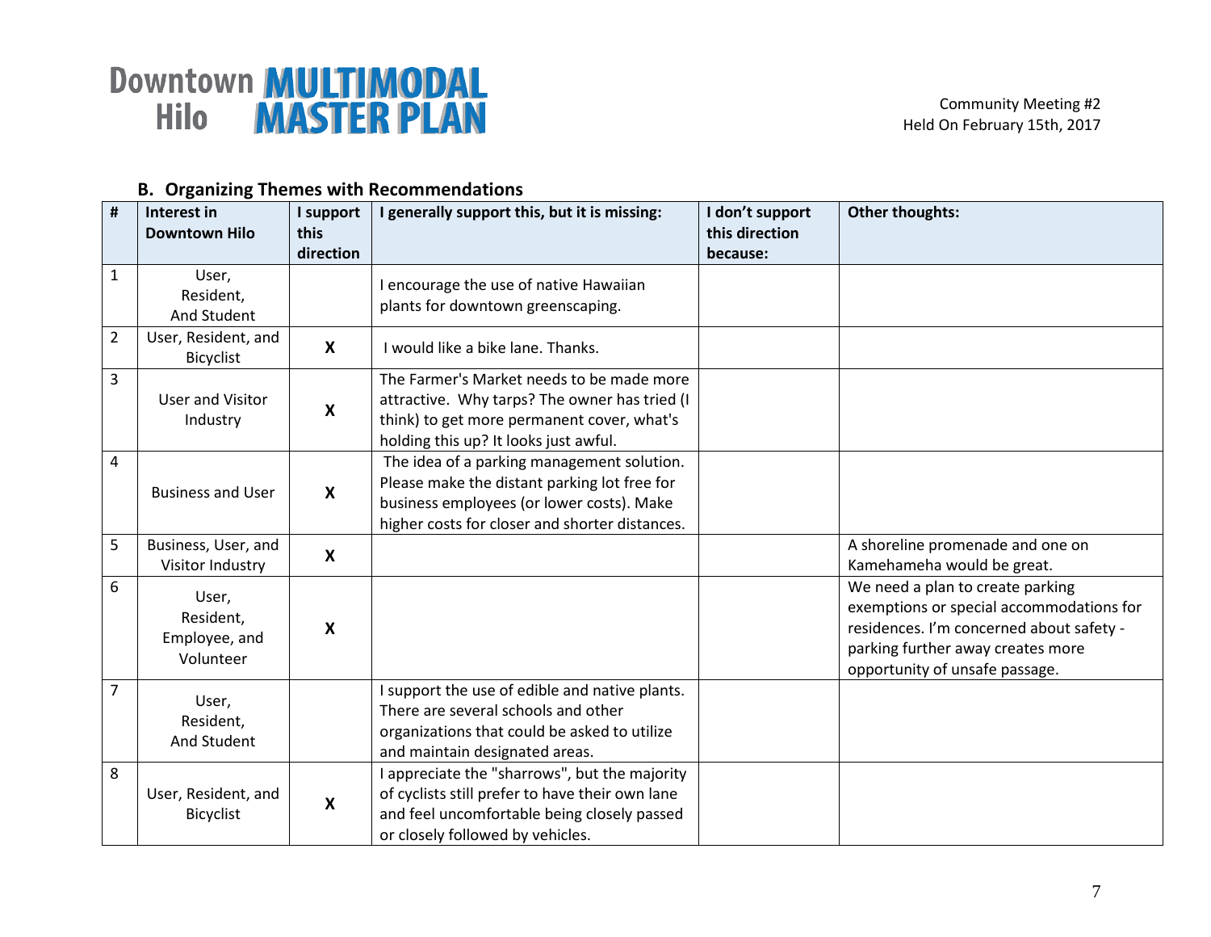### B. Organizing Themes with Recommendations

| # | Interest in Downtown Hilo | I support this direction | I generally support this, but it is missing: | I don't support this direction because: | Other thoughts: |
|---|---|---|---|---|---|
| 1 | User, Resident, And Student | | I encourage the use of native Hawaiian plants for downtown greenscaping. | | |
| 2 | User, Resident, and Bicyclist | X | I would like a bike lane. Thanks. | | |
| 3 | User and Visitor Industry | X | The Farmer's Market needs to be made more attractive. Why tarps? The owner has tried (I think) to get more permanent cover, what's holding this up? It looks just awful. | | |
| 4 | Business and User | X | The idea of a parking management solution. Please make the distant parking lot free for business employees (or lower costs). Make higher costs for closer and shorter distances. | | |
| 5 | Business, User, and Visitor Industry | X | | | A shoreline promenade and one on Kamehameha would be great. |
| 6 | User, Resident, Employee, and Volunteer | X | | | We need a plan to create parking exemptions or special accommodations for residences. I'm concerned about safety - parking further away creates more opportunity of unsafe passage. |
| 7 | User, Resident, And Student | | I support the use of edible and native plants. There are several schools and other organizations that could be asked to utilize and maintain designated areas. | | |
| 8 | User, Resident, and Bicyclist | X | I appreciate the "sharrows", but the majority of cyclists still prefer to have their own lane and feel uncomfortable being closely passed or closely followed by vehicles. | | |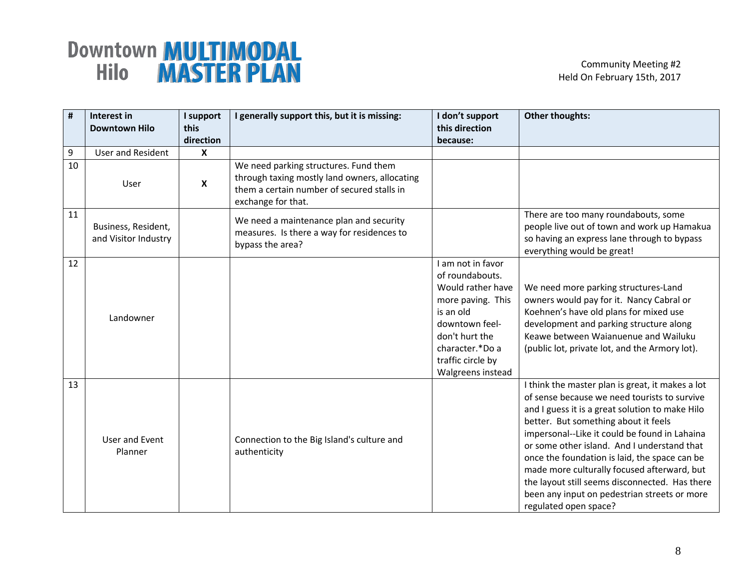# Downtown Hilo MULTIMODAL MASTER PLAN

Community Meeting #2
Held On February 15th, 2017

| # | Interest in Downtown Hilo | I support this direction | I generally support this, but it is missing: | I don't support this direction because: | Other thoughts: |
|---|---|---|---|---|---|
| 9 | User and Resident | X | | | |
| 10 | User | X | We need parking structures. Fund them through taxing mostly land owners, allocating them a certain number of secured stalls in exchange for that. | | |
| 11 | Business, Resident, and Visitor Industry | | We need a maintenance plan and security measures. Is there a way for residences to bypass the area? | | There are too many roundabouts, some people live out of town and work up Hamakua so having an express lane through to bypass everything would be great! |
| 12 | Landowner | | | I am not in favor of roundabouts. Would rather have more paving. This is an old downtown feel- don't hurt the character.*Do a traffic circle by Walgreens instead | We need more parking structures-Land owners would pay for it. Nancy Cabral or Koehnen's have old plans for mixed use development and parking structure along Keawe between Waianuenue and Wailuku (public lot, private lot, and the Armory lot). |
| 13 | User and Event Planner | | Connection to the Big Island's culture and authenticity | | I think the master plan is great, it makes a lot of sense because we need tourists to survive and I guess it is a great solution to make Hilo better. But something about it feels impersonal--Like it could be found in Lahaina or some other island. And I understand that once the foundation is laid, the space can be made more culturally focused afterward, but the layout still seems disconnected. Has there been any input on pedestrian streets or more regulated open space? |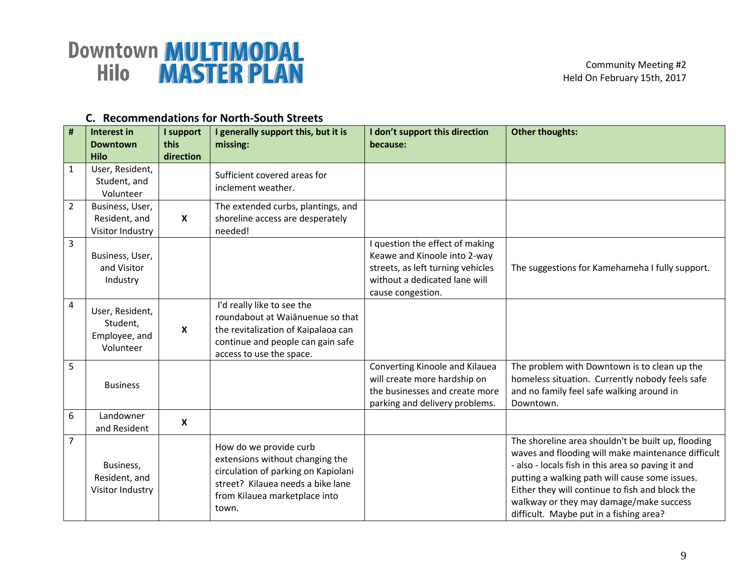### C. Recommendations for North-South Streets

| # | Interest in Downtown Hilo | I support this direction | I generally support this, but it is missing: | I don't support this direction because: | Other thoughts: |
|---|---|---|---|---|---|
| 1 | User, Resident, Student, and Volunteer | | Sufficient covered areas for inclement weather. | | |
| 2 | Business, User, Resident, and Visitor Industry | X | The extended curbs, plantings, and shoreline access are desperately needed! | | |
| 3 | Business, User, and Visitor Industry | | | I question the effect of making Keawe and Kinoole into 2-way streets, as left turning vehicles without a dedicated lane will cause congestion. | The suggestions for Kamehameha I fully support. |
| 4 | User, Resident, Student, Employee, and Volunteer | X | I'd really like to see the roundabout at Waiānuenue so that the revitalization of Kaipalaoa can continue and people can gain safe access to use the space. | | |
| 5 | Business | | | Converting Kinoole and Kilauea will create more hardship on the businesses and create more parking and delivery problems. | The problem with Downtown is to clean up the homeless situation. Currently nobody feels safe and no family feel safe walking around in Downtown. |
| 6 | Landowner and Resident | X | | | |
| 7 | Business, Resident, and Visitor Industry | | How do we provide curb extensions without changing the circulation of parking on Kapiolani street? Kilauea needs a bike lane from Kilauea marketplace into town. | | The shoreline area shouldn't be built up, flooding waves and flooding will make maintenance difficult - also - locals fish in this area so paving it and putting a walking path will cause some issues. Either they will continue to fish and block the walkway or they may damage/make success difficult. Maybe put in a fishing area? |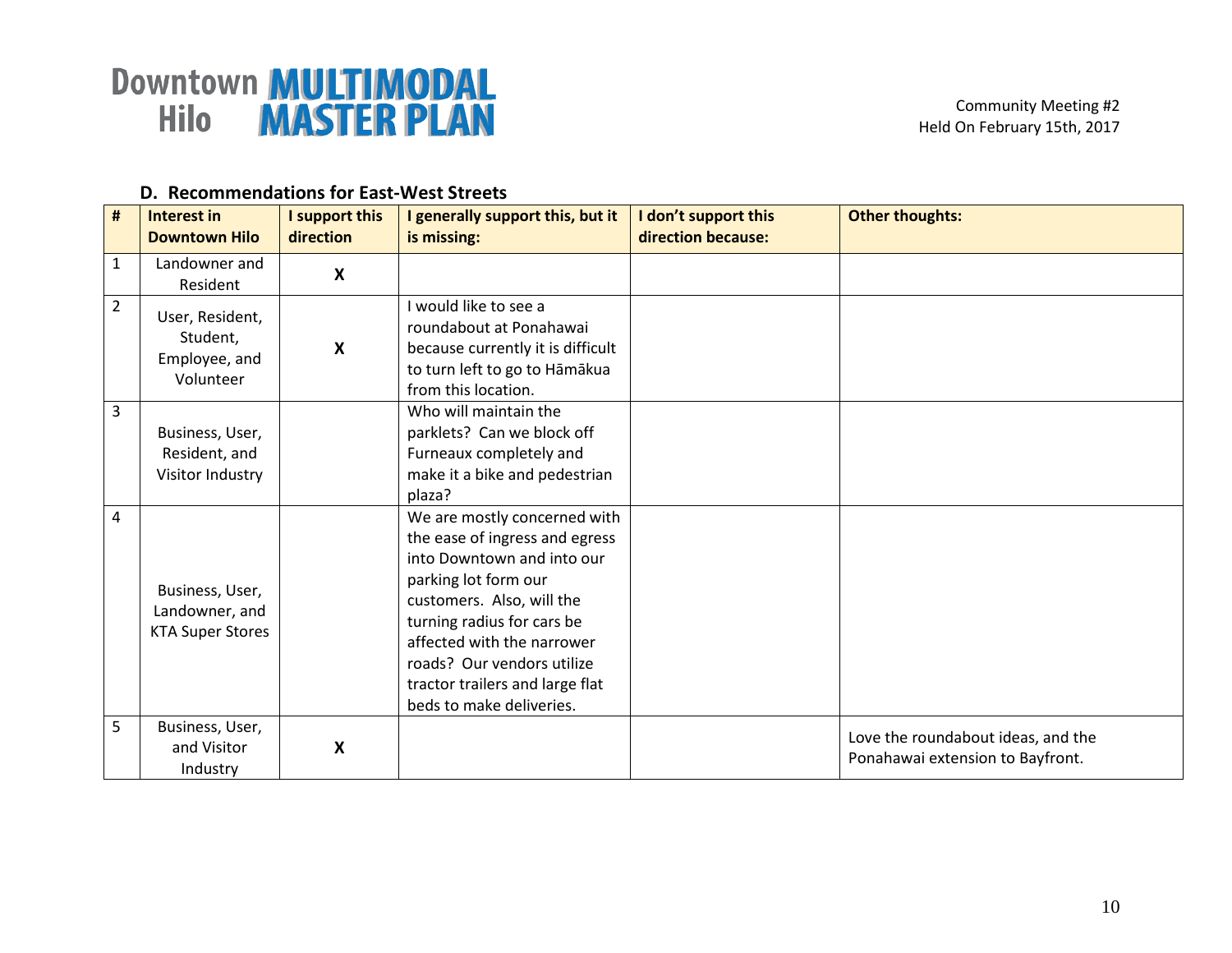Downtown Hilo MULTIMODAL MASTER PLAN

Community Meeting #2
Held On February 15th, 2017

### D. Recommendations for East-West Streets

| # | Interest in Downtown Hilo | I support this direction | I generally support this, but it is missing: | I don't support this direction because: | Other thoughts: |
|---|---|---|---|---|---|
| 1 | Landowner and Resident | X | | | |
| 2 | User, Resident, Student, Employee, and Volunteer | X | I would like to see a roundabout at Ponahawai because currently it is difficult to turn left to go to Hāmākua from this location. | | |
| 3 | Business, User, Resident, and Visitor Industry | | Who will maintain the parklets? Can we block off Furneaux completely and make it a bike and pedestrian plaza? | | |
| 4 | Business, User, Landowner, and KTA Super Stores | | We are mostly concerned with the ease of ingress and egress into Downtown and into our parking lot form our customers. Also, will the turning radius for cars be affected with the narrower roads? Our vendors utilize tractor trailers and large flat beds to make deliveries. | | |
| 5 | Business, User, and Visitor Industry | X | | | Love the roundabout ideas, and the Ponahawai extension to Bayfront. |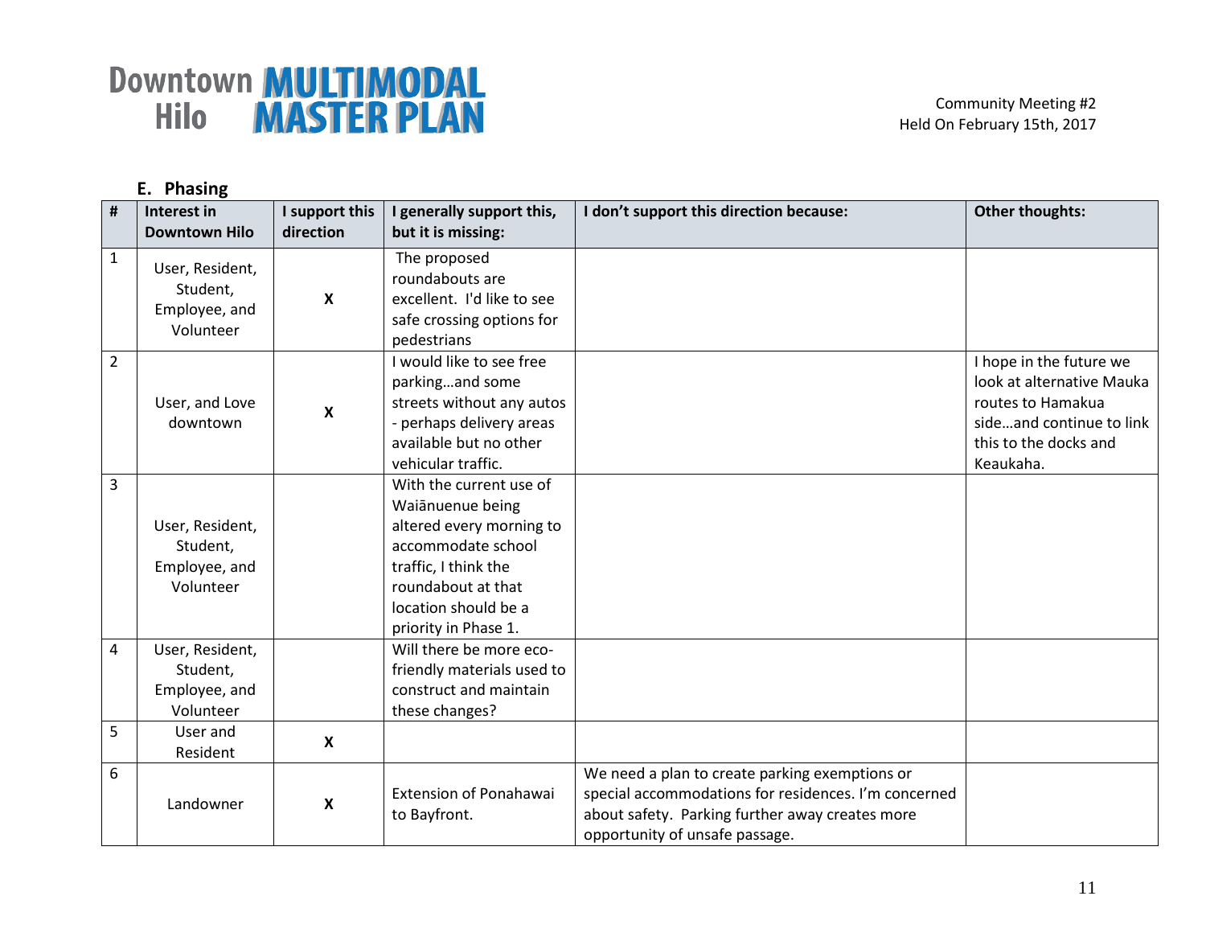## E. Phasing

| # | Interest in Downtown Hilo | I support this direction | I generally support this, but it is missing: | I don't support this direction because: | Other thoughts: |
|---|---|---|---|---|---|
| 1 | User, Resident, Student, Employee, and Volunteer | X | The proposed roundabouts are excellent. I'd like to see safe crossing options for pedestrians | | |
| 2 | User, and Love downtown | X | I would like to see free parking…and some streets without any autos - perhaps delivery areas available but no other vehicular traffic. | | I hope in the future we look at alternative Mauka routes to Hamakua side…and continue to link this to the docks and Keaukaha. |
| 3 | User, Resident, Student, Employee, and Volunteer | | With the current use of Waiānuenue being altered every morning to accommodate school traffic, I think the roundabout at that location should be a priority in Phase 1. | | |
| 4 | User, Resident, Student, Employee, and Volunteer | | Will there be more eco-friendly materials used to construct and maintain these changes? | | |
| 5 | User and Resident | X | | | |
| 6 | Landowner | X | Extension of Ponahawai to Bayfront. | We need a plan to create parking exemptions or special accommodations for residences. I'm concerned about safety. Parking further away creates more opportunity of unsafe passage. | |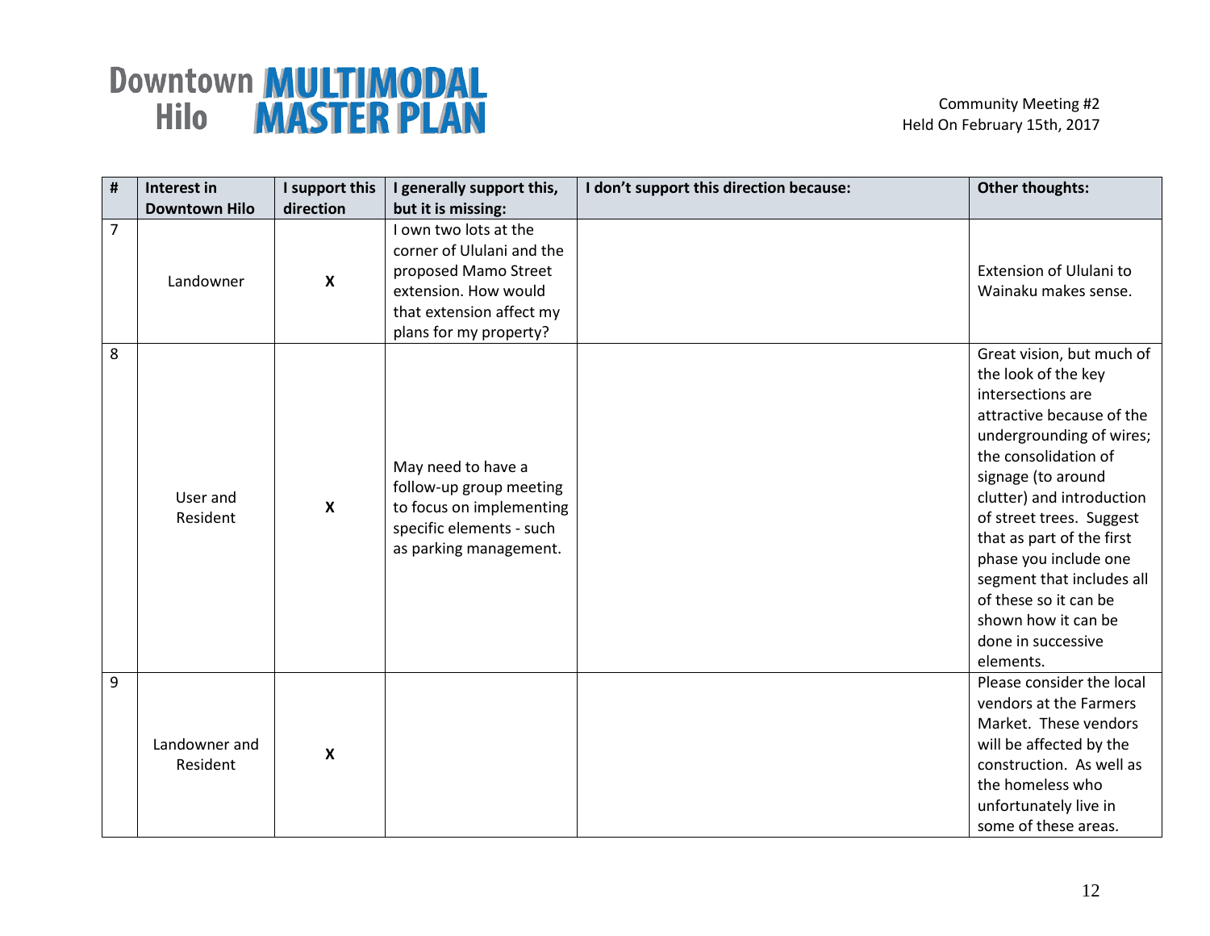# Downtown Hilo MULTIMODAL MASTER PLAN

Community Meeting #2
Held On February 15th, 2017

| # | Interest in Downtown Hilo | I support this direction | I generally support this, but it is missing: | I don't support this direction because: | Other thoughts: |
|---|---|---|---|---|---|
| 7 | Landowner | X | I own two lots at the corner of Ululani and the proposed Mamo Street extension. How would that extension affect my plans for my property? | | Extension of Ululani to Wainaku makes sense. |
| 8 | User and Resident | X | May need to have a follow-up group meeting to focus on implementing specific elements - such as parking management. | | Great vision, but much of the look of the key intersections are attractive because of the undergrounding of wires; the consolidation of signage (to around clutter) and introduction of street trees. Suggest that as part of the first phase you include one segment that includes all of these so it can be shown how it can be done in successive elements. |
| 9 | Landowner and Resident | X | | | Please consider the local vendors at the Farmers Market. These vendors will be affected by the construction. As well as the homeless who unfortunately live in some of these areas. |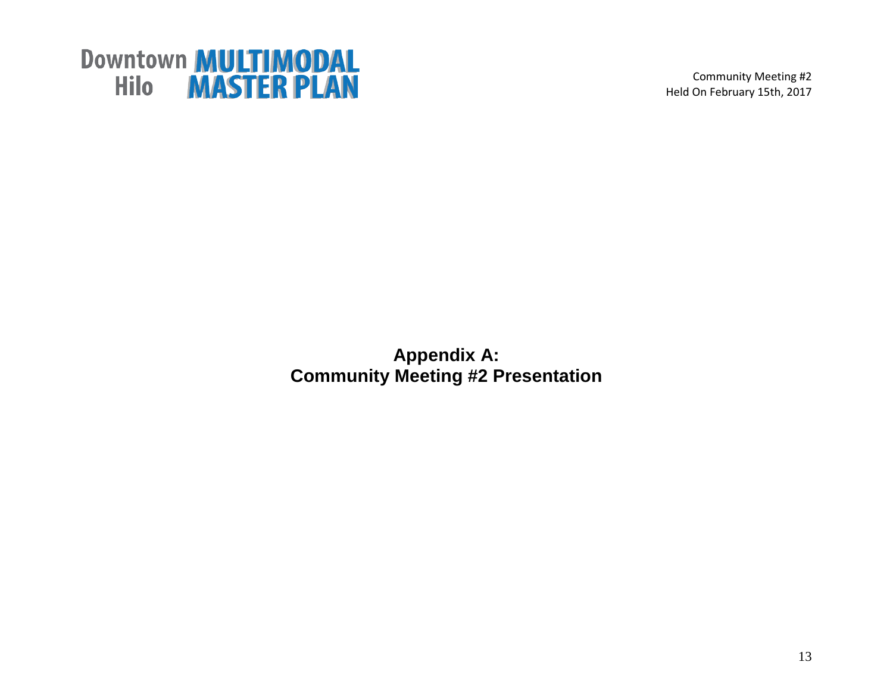# Appendix A:
# Community Meeting #2 Presentation